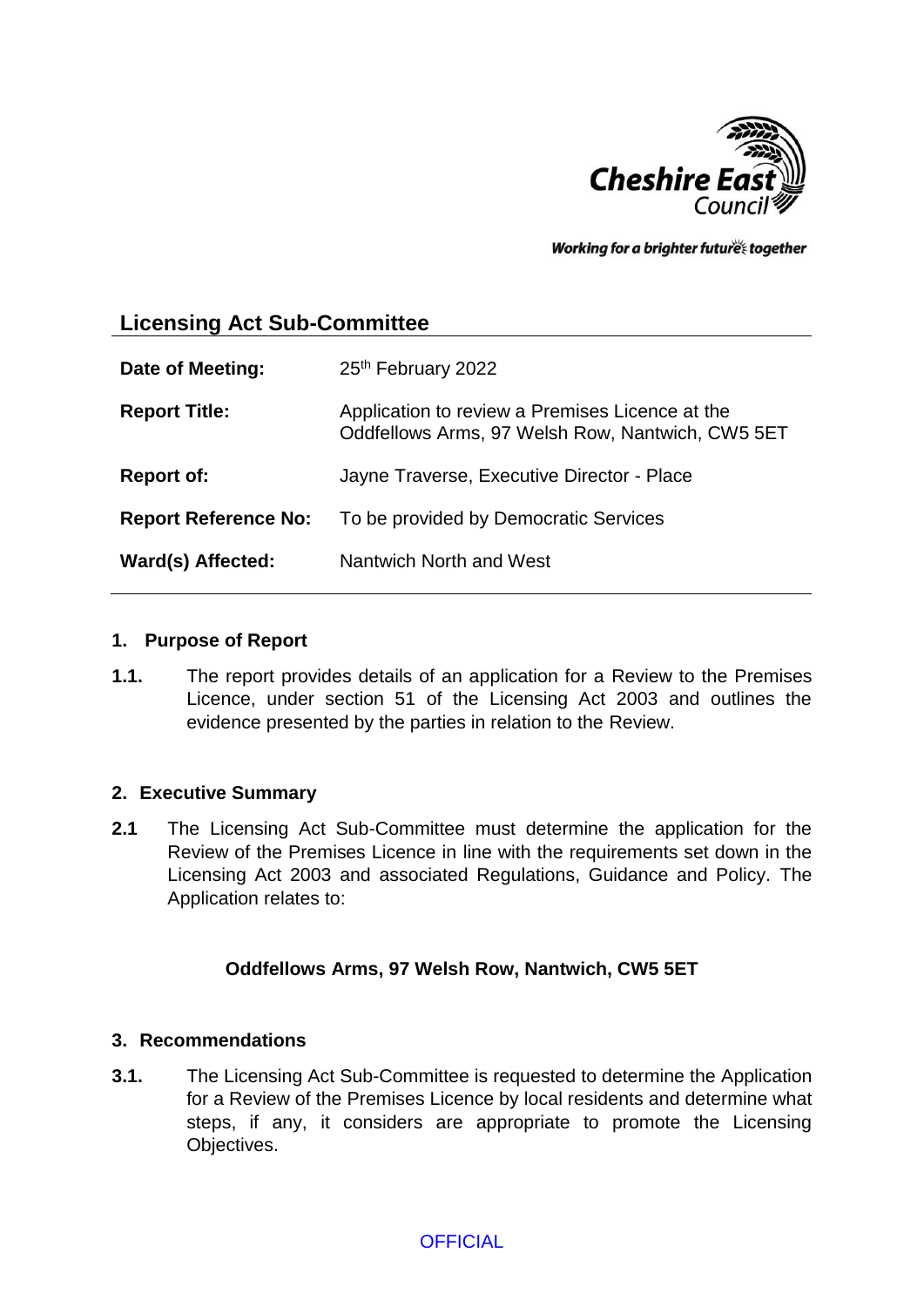Cheshire East Council

*Working for a brighter future together*

## Licensing Act Sub-Committee

| | |
|---|---|
| **Date of Meeting:** | 25th February 2022 |
| **Report Title:** | Application to review a Premises Licence at the Oddfellows Arms, 97 Welsh Row, Nantwich, CW5 5ET |
| **Report of:** | Jayne Traverse, Executive Director - Place |
| **Report Reference No:** | To be provided by Democratic Services |
| **Ward(s) Affected:** | Nantwich North and West |

### 1. Purpose of Report

**1.1.** The report provides details of an application for a Review to the Premises Licence, under section 51 of the Licensing Act 2003 and outlines the evidence presented by the parties in relation to the Review.

### 2. Executive Summary

**2.1** The Licensing Act Sub-Committee must determine the application for the Review of the Premises Licence in line with the requirements set down in the Licensing Act 2003 and associated Regulations, Guidance and Policy. The Application relates to:

**Oddfellows Arms, 97 Welsh Row, Nantwich, CW5 5ET**

### 3. Recommendations

**3.1.** The Licensing Act Sub-Committee is requested to determine the Application for a Review of the Premises Licence by local residents and determine what steps, if any, it considers are appropriate to promote the Licensing Objectives.

OFFICIAL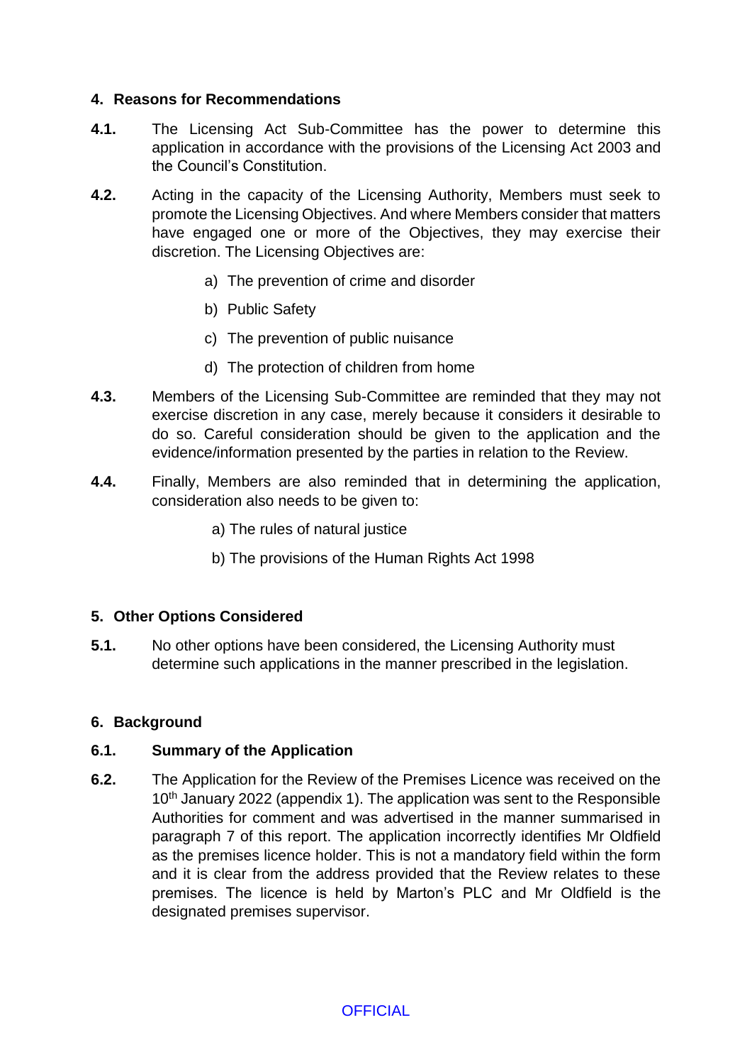## 4. Reasons for Recommendations

**4.1.** The Licensing Act Sub-Committee has the power to determine this application in accordance with the provisions of the Licensing Act 2003 and the Council's Constitution.

**4.2.** Acting in the capacity of the Licensing Authority, Members must seek to promote the Licensing Objectives. And where Members consider that matters have engaged one or more of the Objectives, they may exercise their discretion. The Licensing Objectives are:

a) The prevention of crime and disorder

b) Public Safety

c) The prevention of public nuisance

d) The protection of children from home

**4.3.** Members of the Licensing Sub-Committee are reminded that they may not exercise discretion in any case, merely because it considers it desirable to do so. Careful consideration should be given to the application and the evidence/information presented by the parties in relation to the Review.

**4.4.** Finally, Members are also reminded that in determining the application, consideration also needs to be given to:

a) The rules of natural justice

b) The provisions of the Human Rights Act 1998

## 5. Other Options Considered

**5.1.** No other options have been considered, the Licensing Authority must determine such applications in the manner prescribed in the legislation.

## 6. Background

### 6.1. Summary of the Application

**6.2.** The Application for the Review of the Premises Licence was received on the 10th January 2022 (appendix 1). The application was sent to the Responsible Authorities for comment and was advertised in the manner summarised in paragraph 7 of this report. The application incorrectly identifies Mr Oldfield as the premises licence holder. This is not a mandatory field within the form and it is clear from the address provided that the Review relates to these premises. The licence is held by Marton's PLC and Mr Oldfield is the designated premises supervisor.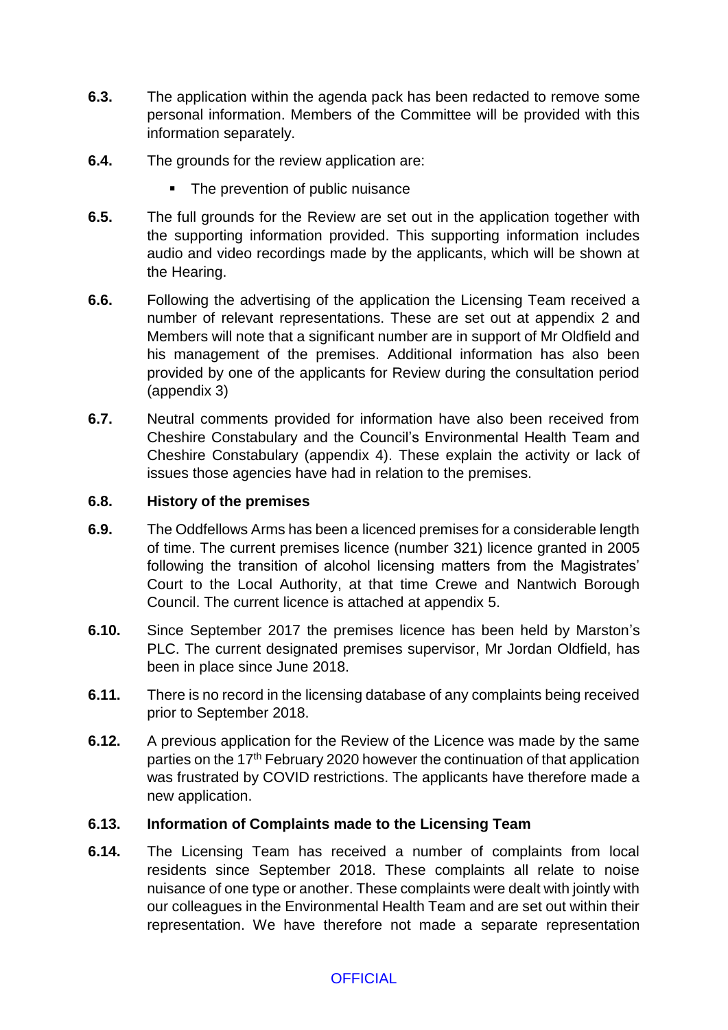**6.3.** The application within the agenda pack has been redacted to remove some personal information. Members of the Committee will be provided with this information separately.

**6.4.** The grounds for the review application are:

- The prevention of public nuisance

**6.5.** The full grounds for the Review are set out in the application together with the supporting information provided. This supporting information includes audio and video recordings made by the applicants, which will be shown at the Hearing.

**6.6.** Following the advertising of the application the Licensing Team received a number of relevant representations. These are set out at appendix 2 and Members will note that a significant number are in support of Mr Oldfield and his management of the premises. Additional information has also been provided by one of the applicants for Review during the consultation period (appendix 3)

**6.7.** Neutral comments provided for information have also been received from Cheshire Constabulary and the Council's Environmental Health Team and Cheshire Constabulary (appendix 4). These explain the activity or lack of issues those agencies have had in relation to the premises.

**6.8. History of the premises**

**6.9.** The Oddfellows Arms has been a licenced premises for a considerable length of time. The current premises licence (number 321) licence granted in 2005 following the transition of alcohol licensing matters from the Magistrates' Court to the Local Authority, at that time Crewe and Nantwich Borough Council. The current licence is attached at appendix 5.

**6.10.** Since September 2017 the premises licence has been held by Marston's PLC. The current designated premises supervisor, Mr Jordan Oldfield, has been in place since June 2018.

**6.11.** There is no record in the licensing database of any complaints being received prior to September 2018.

**6.12.** A previous application for the Review of the Licence was made by the same parties on the 17th February 2020 however the continuation of that application was frustrated by COVID restrictions. The applicants have therefore made a new application.

**6.13. Information of Complaints made to the Licensing Team**

**6.14.** The Licensing Team has received a number of complaints from local residents since September 2018. These complaints all relate to noise nuisance of one type or another. These complaints were dealt with jointly with our colleagues in the Environmental Health Team and are set out within their representation. We have therefore not made a separate representation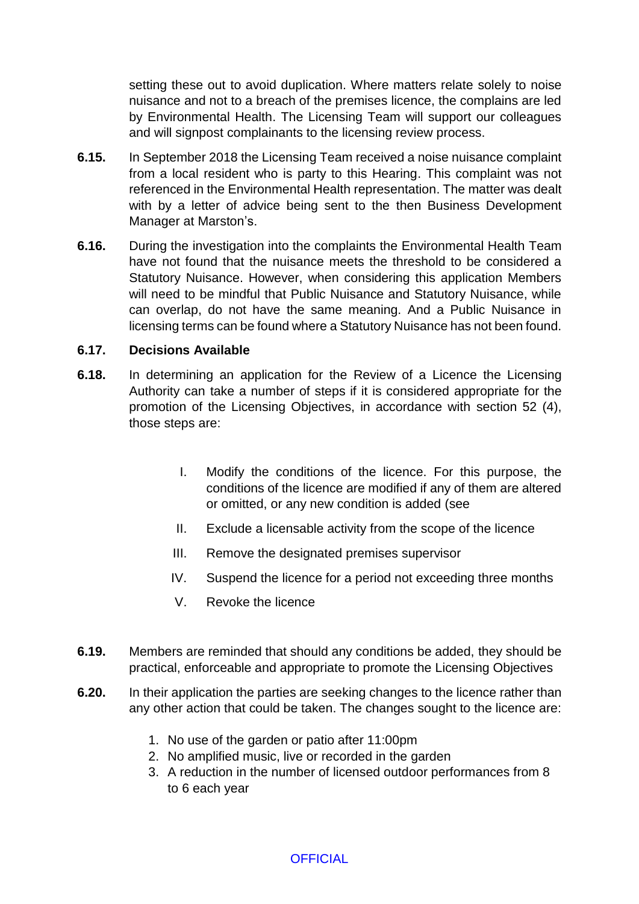setting these out to avoid duplication. Where matters relate solely to noise nuisance and not to a breach of the premises licence, the complains are led by Environmental Health. The Licensing Team will support our colleagues and will signpost complainants to the licensing review process.

**6.15.** In September 2018 the Licensing Team received a noise nuisance complaint from a local resident who is party to this Hearing. This complaint was not referenced in the Environmental Health representation. The matter was dealt with by a letter of advice being sent to the then Business Development Manager at Marston's.

**6.16.** During the investigation into the complaints the Environmental Health Team have not found that the nuisance meets the threshold to be considered a Statutory Nuisance. However, when considering this application Members will need to be mindful that Public Nuisance and Statutory Nuisance, while can overlap, do not have the same meaning. And a Public Nuisance in licensing terms can be found where a Statutory Nuisance has not been found.

**6.17. Decisions Available**

**6.18.** In determining an application for the Review of a Licence the Licensing Authority can take a number of steps if it is considered appropriate for the promotion of the Licensing Objectives, in accordance with section 52 (4), those steps are:

I. Modify the conditions of the licence. For this purpose, the conditions of the licence are modified if any of them are altered or omitted, or any new condition is added (see

II. Exclude a licensable activity from the scope of the licence

III. Remove the designated premises supervisor

IV. Suspend the licence for a period not exceeding three months

V. Revoke the licence

**6.19.** Members are reminded that should any conditions be added, they should be practical, enforceable and appropriate to promote the Licensing Objectives

**6.20.** In their application the parties are seeking changes to the licence rather than any other action that could be taken. The changes sought to the licence are:

1. No use of the garden or patio after 11:00pm
2. No amplified music, live or recorded in the garden
3. A reduction in the number of licensed outdoor performances from 8 to 6 each year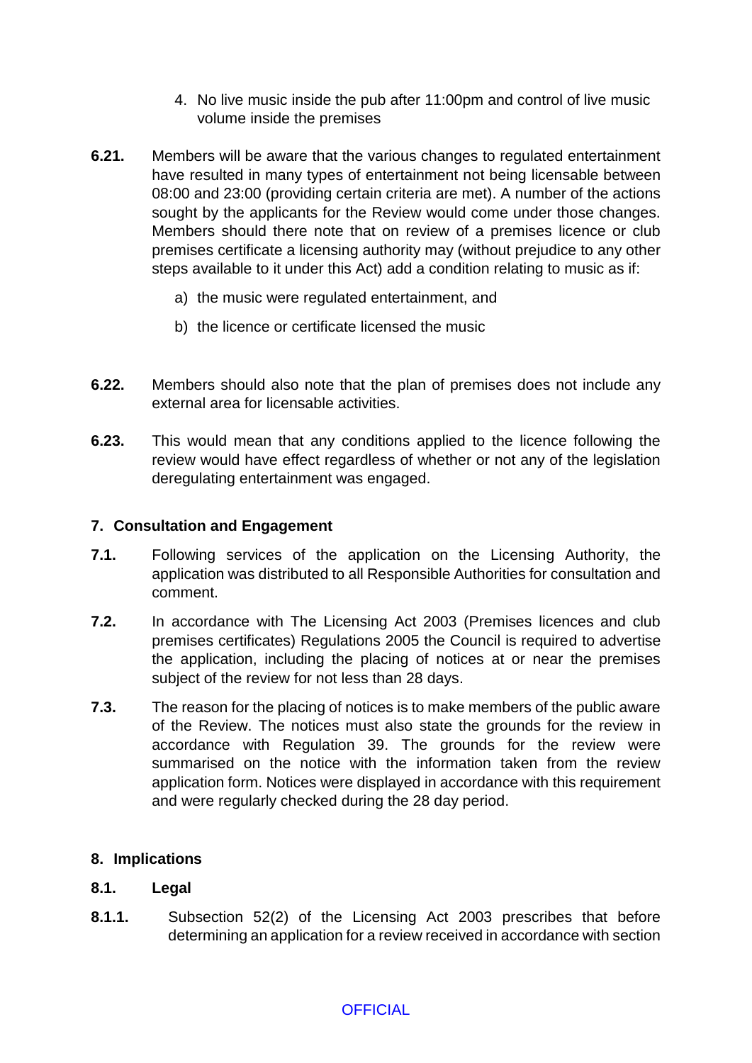4. No live music inside the pub after 11:00pm and control of live music volume inside the premises

**6.21.** Members will be aware that the various changes to regulated entertainment have resulted in many types of entertainment not being licensable between 08:00 and 23:00 (providing certain criteria are met). A number of the actions sought by the applicants for the Review would come under those changes. Members should there note that on review of a premises licence or club premises certificate a licensing authority may (without prejudice to any other steps available to it under this Act) add a condition relating to music as if:

a) the music were regulated entertainment, and

b) the licence or certificate licensed the music

**6.22.** Members should also note that the plan of premises does not include any external area for licensable activities.

**6.23.** This would mean that any conditions applied to the licence following the review would have effect regardless of whether or not any of the legislation deregulating entertainment was engaged.

## 7. Consultation and Engagement

**7.1.** Following services of the application on the Licensing Authority, the application was distributed to all Responsible Authorities for consultation and comment.

**7.2.** In accordance with The Licensing Act 2003 (Premises licences and club premises certificates) Regulations 2005 the Council is required to advertise the application, including the placing of notices at or near the premises subject of the review for not less than 28 days.

**7.3.** The reason for the placing of notices is to make members of the public aware of the Review. The notices must also state the grounds for the review in accordance with Regulation 39. The grounds for the review were summarised on the notice with the information taken from the review application form. Notices were displayed in accordance with this requirement and were regularly checked during the 28 day period.

## 8. Implications

### 8.1. Legal

**8.1.1.** Subsection 52(2) of the Licensing Act 2003 prescribes that before determining an application for a review received in accordance with section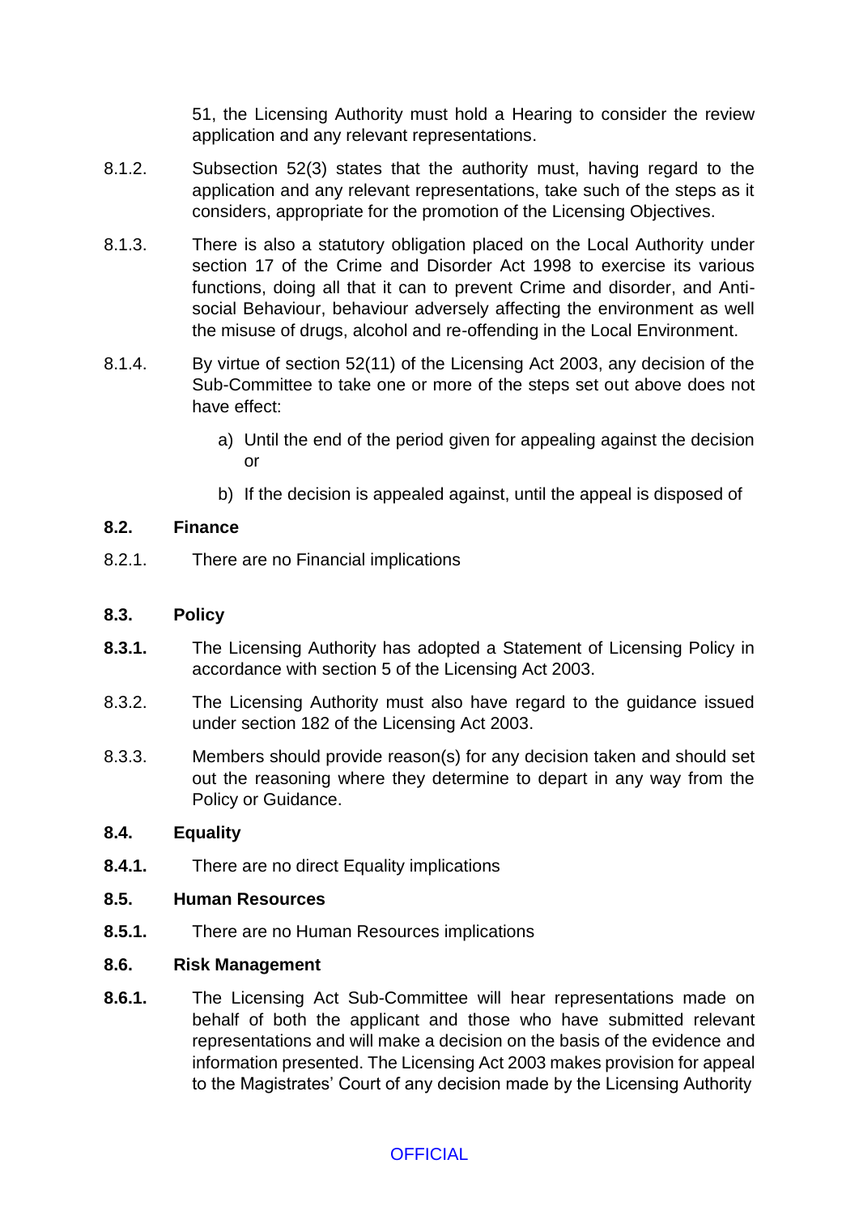51, the Licensing Authority must hold a Hearing to consider the review application and any relevant representations.

8.1.2. Subsection 52(3) states that the authority must, having regard to the application and any relevant representations, take such of the steps as it considers, appropriate for the promotion of the Licensing Objectives.

8.1.3. There is also a statutory obligation placed on the Local Authority under section 17 of the Crime and Disorder Act 1998 to exercise its various functions, doing all that it can to prevent Crime and disorder, and Anti-social Behaviour, behaviour adversely affecting the environment as well the misuse of drugs, alcohol and re-offending in the Local Environment.

8.1.4. By virtue of section 52(11) of the Licensing Act 2003, any decision of the Sub-Committee to take one or more of the steps set out above does not have effect:

a) Until the end of the period given for appealing against the decision or

b) If the decision is appealed against, until the appeal is disposed of

**8.2. Finance**

8.2.1. There are no Financial implications

**8.3. Policy**

**8.3.1.** The Licensing Authority has adopted a Statement of Licensing Policy in accordance with section 5 of the Licensing Act 2003.

8.3.2. The Licensing Authority must also have regard to the guidance issued under section 182 of the Licensing Act 2003.

8.3.3. Members should provide reason(s) for any decision taken and should set out the reasoning where they determine to depart in any way from the Policy or Guidance.

**8.4. Equality**

**8.4.1.** There are no direct Equality implications

**8.5. Human Resources**

**8.5.1.** There are no Human Resources implications

**8.6. Risk Management**

**8.6.1.** The Licensing Act Sub-Committee will hear representations made on behalf of both the applicant and those who have submitted relevant representations and will make a decision on the basis of the evidence and information presented. The Licensing Act 2003 makes provision for appeal to the Magistrates' Court of any decision made by the Licensing Authority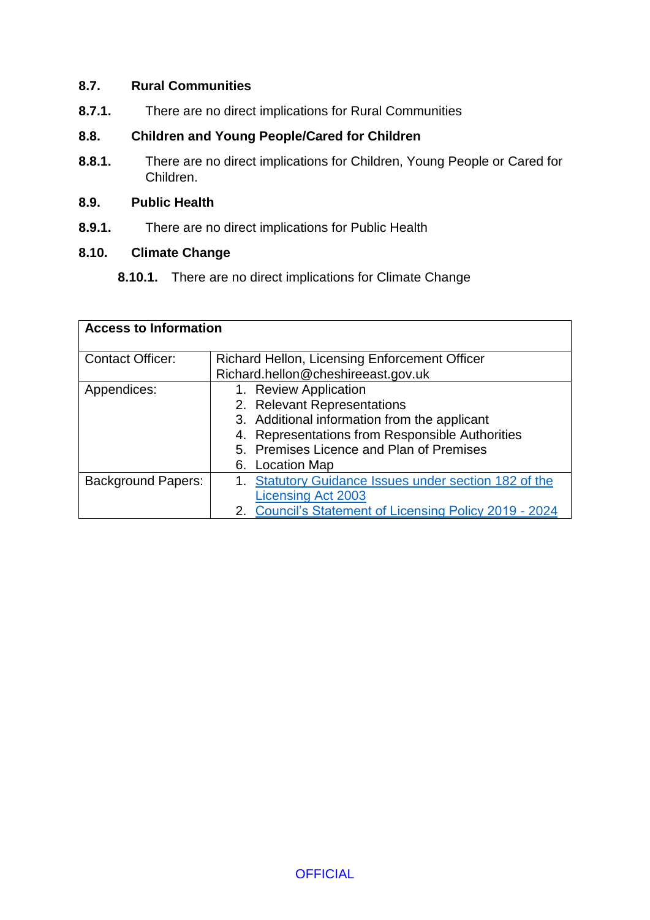**8.7. Rural Communities**

**8.7.1.** There are no direct implications for Rural Communities

**8.8. Children and Young People/Cared for Children**

**8.8.1.** There are no direct implications for Children, Young People or Cared for Children.

**8.9. Public Health**

**8.9.1.** There are no direct implications for Public Health

**8.10. Climate Change**

**8.10.1.** There are no direct implications for Climate Change

| **Access to Information** | |
|---|---|
| Contact Officer: | Richard Hellon, Licensing Enforcement Officer<br>Richard.hellon@cheshireeast.gov.uk |
| Appendices: | 1. Review Application<br>2. Relevant Representations<br>3. Additional information from the applicant<br>4. Representations from Responsible Authorities<br>5. Premises Licence and Plan of Premises<br>6. Location Map |
| Background Papers: | 1. Statutory Guidance Issues under section 182 of the Licensing Act 2003<br>2. Council's Statement of Licensing Policy 2019 - 2024 |

OFFICIAL